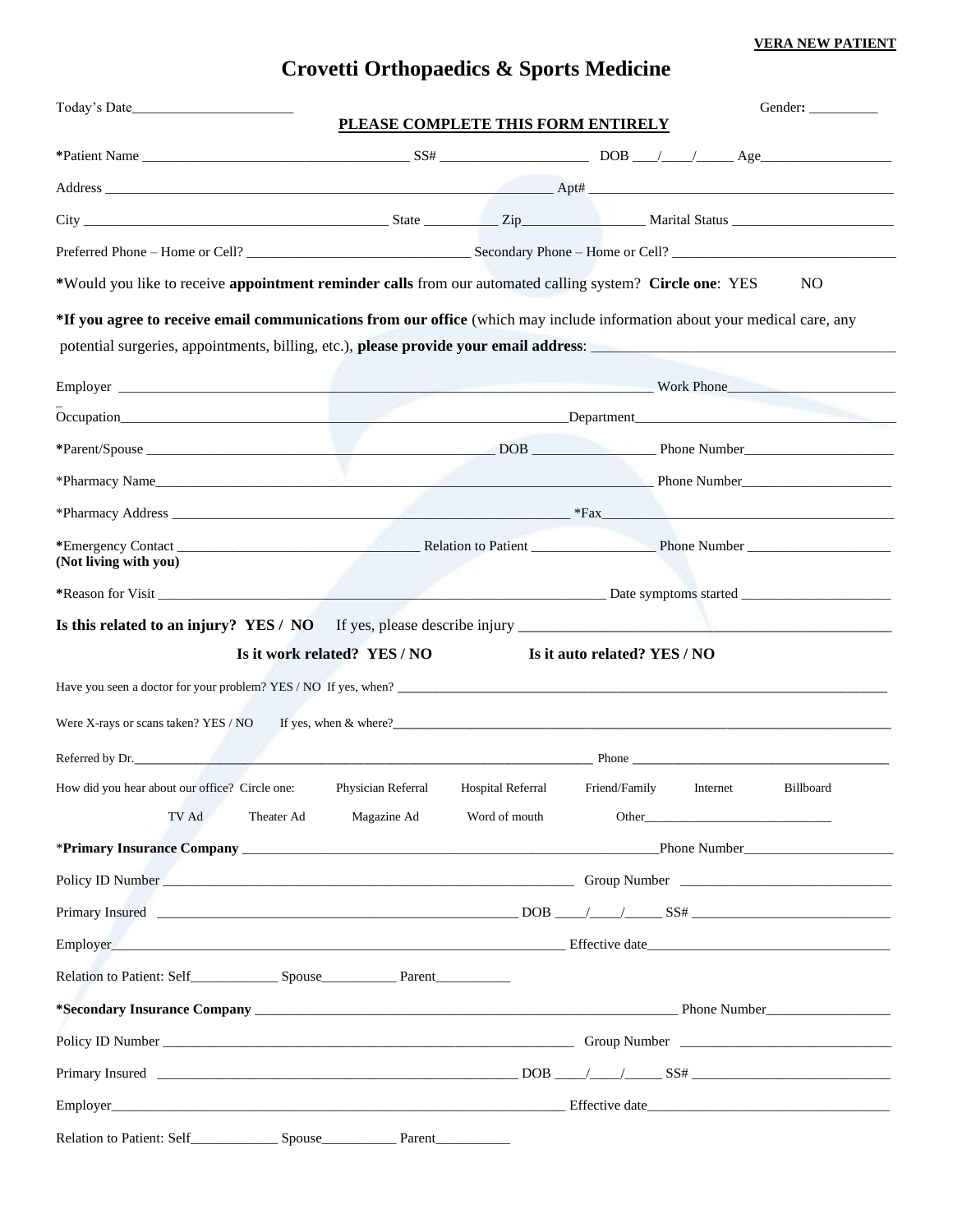**VERA NEW PATIENT**

# Crovetti Orthopaedics & Sports Medicine

Today's Date_______________________ Gender: __________

**PLEASE COMPLETE THIS FORM ENTIRELY**

***Patient Name** ______________________________________ SS# _____________________ DOB ___/____/_____ Age__________________

Address _______________________________________________________________ Apt# ___________________________________________

City ___________________________________________ State __________ Zip_________________ Marital Status _______________________

Preferred Phone – Home or Cell? ________________________________ Secondary Phone – Home or Cell? ________________________________

***Would you like to receive appointment reminder calls** from our automated calling system? **Circle one**: YES NO

***If you agree to receive email communications from our office** (which may include information about your medical care, any potential surgeries, appointments, billing, etc.), **please provide your email address**: ________________________________________

Employer ____________________________________________________________________________ Work Phone_________________________

Occupation_______________________________________________________________Department_____________________________________

***Parent/Spouse** ________________________________________________ DOB _________________ Phone Number_____________________

*Pharmacy Name__________________________________________________________________________ Phone Number_____________________

*Pharmacy Address ________________________________________________________ *Fax___________________________________________

***Emergency Contact** __________________________________ Relation to Patient _________________ Phone Number ____________________
**(Not living with you)**

***Reason for Visit** _______________________________________________________________ Date symptoms started _____________________

**Is this related to an injury? YES / NO** If yes, please describe injury ___________________________________________________

**Is it work related? YES / NO** **Is it auto related? YES / NO**

Have you seen a doctor for your problem? YES / NO If yes, when? ___________________________________________________________________________

Were X-rays or scans taken? YES / NO If yes, when & where?_____________________________________________________________________________

Referred by Dr.______________________________________________________________________ Phone _________________________________________

How did you hear about our office? Circle one: Physician Referral Hospital Referral Friend/Family Internet Billboard TV Ad Theater Ad Magazine Ad Word of mouth Other____________________________

***Primary Insurance Company** ________________________________________________________________Phone Number_____________________

Policy ID Number ____________________________________________________________ Group Number ______________________________

Primary Insured ____________________________________________________ DOB ____/____/_____ SS# ____________________________

Employer______________________________________________________________________ Effective date___________________________________

Relation to Patient: Self____________ Spouse__________ Parent__________

***Secondary Insurance Company** ________________________________________________________________ Phone Number__________________

Policy ID Number ____________________________________________________________ Group Number ______________________________

Primary Insured ____________________________________________________ DOB ____/____/_____ SS# ____________________________

Employer______________________________________________________________________ Effective date___________________________________

Relation to Patient: Self____________ Spouse__________ Parent__________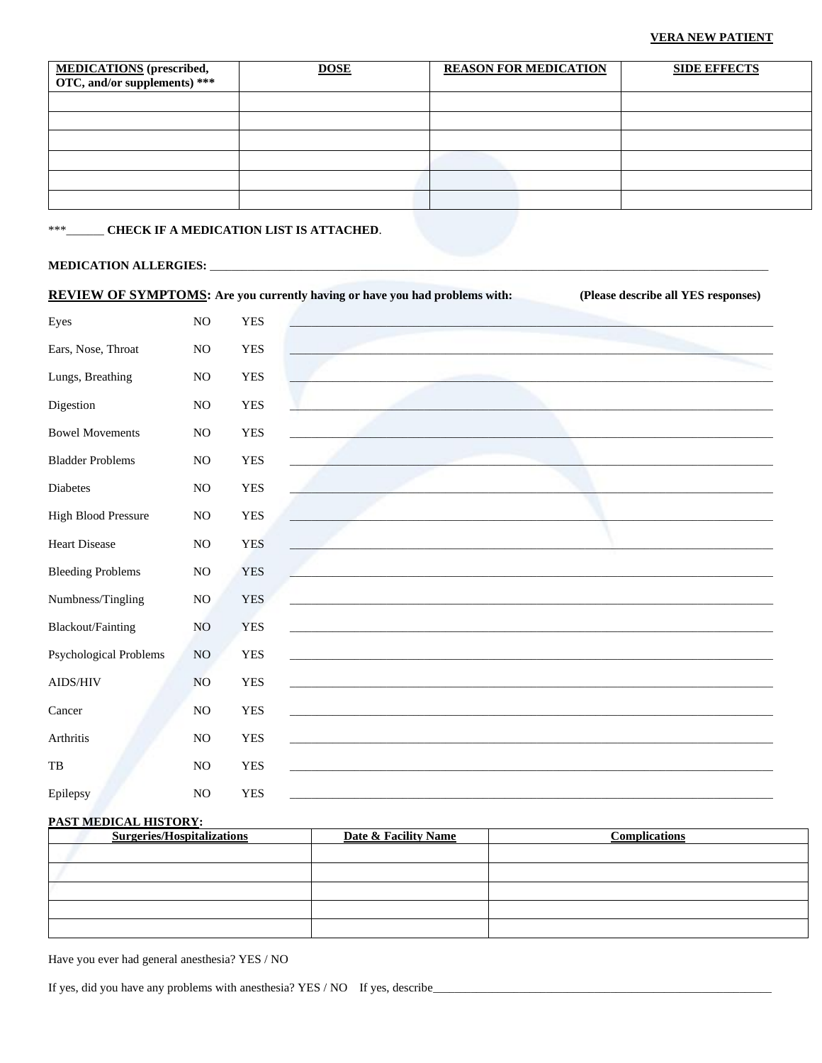**VERA NEW PATIENT**

| MEDICATIONS (prescribed, OTC, and/or supplements) *** | DOSE | REASON FOR MEDICATION | SIDE EFFECTS |
| --- | --- | --- | --- |
| | | | |
| | | | |
| | | | |
| | | | |
| | | | |
| | | | |

***______ **CHECK IF A MEDICATION LIST IS ATTACHED**.

**MEDICATION ALLERGIES:** ___________________________________________________________________________________

**REVIEW OF SYMPTOMS: Are you currently having or have you had problems with: (Please describe all YES responses)**

| | | | |
| --- | --- | --- | --- |
| Eyes | NO | YES | ________________________________ |
| Ears, Nose, Throat | NO | YES | ________________________________ |
| Lungs, Breathing | NO | YES | ________________________________ |
| Digestion | NO | YES | ________________________________ |
| Bowel Movements | NO | YES | ________________________________ |
| Bladder Problems | NO | YES | ________________________________ |
| Diabetes | NO | YES | ________________________________ |
| High Blood Pressure | NO | YES | ________________________________ |
| Heart Disease | NO | YES | ________________________________ |
| Bleeding Problems | NO | YES | ________________________________ |
| Numbness/Tingling | NO | YES | ________________________________ |
| Blackout/Fainting | NO | YES | ________________________________ |
| Psychological Problems | NO | YES | ________________________________ |
| AIDS/HIV | NO | YES | ________________________________ |
| Cancer | NO | YES | ________________________________ |
| Arthritis | NO | YES | ________________________________ |
| TB | NO | YES | ________________________________ |
| Epilepsy | NO | YES | ________________________________ |

**PAST MEDICAL HISTORY:**

| Surgeries/Hospitalizations | Date & Facility Name | Complications |
| --- | --- | --- |
| | | |
| | | |
| | | |
| | | |
| | | |

Have you ever had general anesthesia? YES / NO

If yes, did you have any problems with anesthesia? YES / NO If yes, describe______________________________________________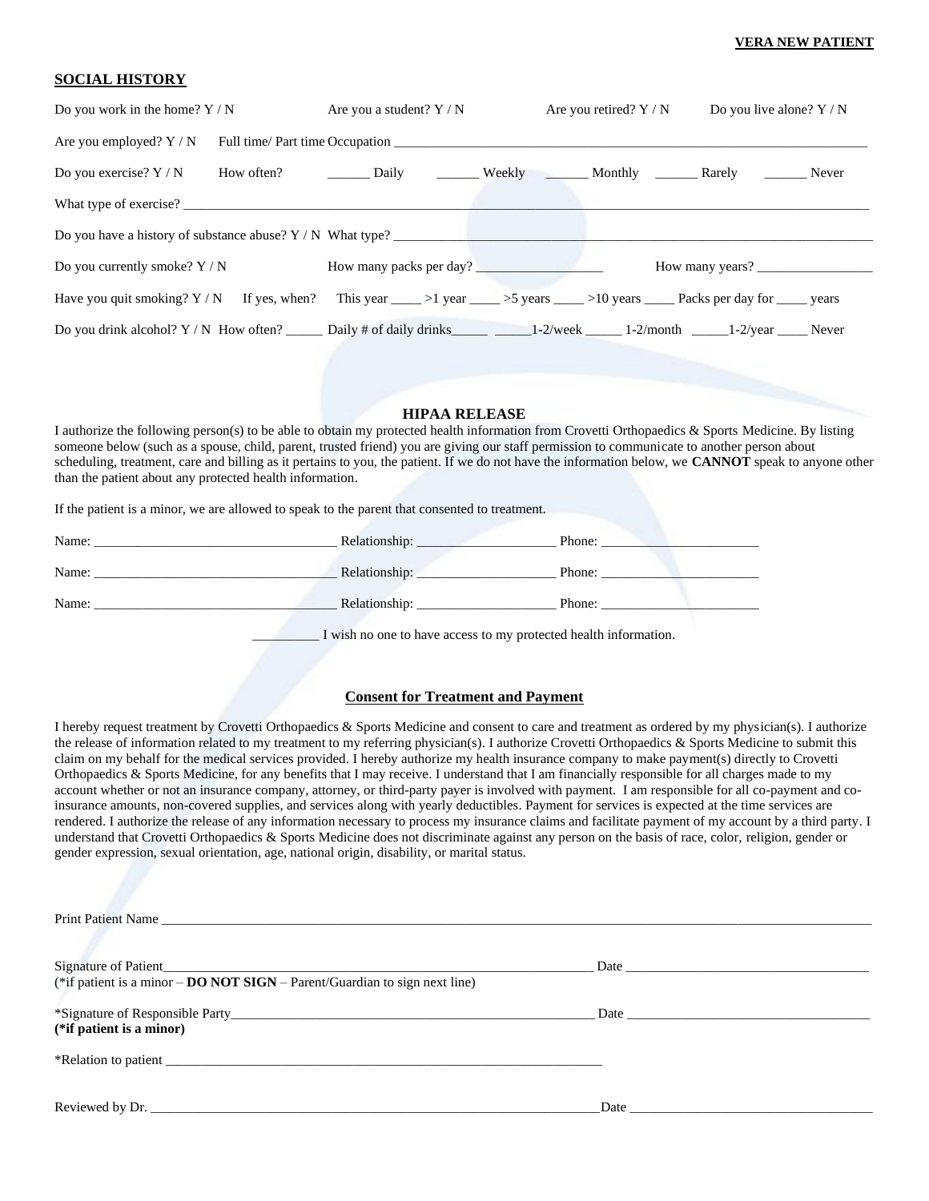**VERA NEW PATIENT**

## SOCIAL HISTORY

Do you work in the home? Y / N     Are you a student? Y / N     Are you retired? Y / N     Do you live alone? Y / N

Are you employed? Y / N     Full time/ Part time Occupation ___________________________________________

Do you exercise? Y / N     How often?     ______ Daily     ______ Weekly     ______ Monthly     ______ Rarely     ______ Never

What type of exercise? ___________________________________________________________________

Do you have a history of substance abuse? Y / N  What type? ___________________________________________

Do you currently smoke? Y / N     How many packs per day? __________________     How many years? _________________

Have you quit smoking? Y / N     If yes, when?     This year _____ >1 year _____ >5 years _____ >10 years _____ Packs per day for _____ years

Do you drink alcohol? Y / N  How often? _____ Daily # of daily drinks_____ _____1-2/week _____ 1-2/month _____1-2/year _____ Never

## HIPAA RELEASE

I authorize the following person(s) to be able to obtain my protected health information from Crovetti Orthopaedics & Sports Medicine. By listing someone below (such as a spouse, child, parent, trusted friend) you are giving our staff permission to communicate to another person about scheduling, treatment, care and billing as it pertains to you, the patient. If we do not have the information below, we **CANNOT** speak to anyone other than the patient about any protected health information.

If the patient is a minor, we are allowed to speak to the parent that consented to treatment.

Name: ___________________________________ Relationship: ____________________ Phone: _______________________

Name: ___________________________________ Relationship: ____________________ Phone: _______________________

Name: ___________________________________ Relationship: ____________________ Phone: _______________________

__________ I wish no one to have access to my protected health information.

## Consent for Treatment and Payment

I hereby request treatment by Crovetti Orthopaedics & Sports Medicine and consent to care and treatment as ordered by my physician(s). I authorize the release of information related to my treatment to my referring physician(s). I authorize Crovetti Orthopaedics & Sports Medicine to submit this claim on my behalf for the medical services provided. I hereby authorize my health insurance company to make payment(s) directly to Crovetti Orthopaedics & Sports Medicine, for any benefits that I may receive. I understand that I am financially responsible for all charges made to my account whether or not an insurance company, attorney, or third-party payer is involved with payment. I am responsible for all co-payment and co-insurance amounts, non-covered supplies, and services along with yearly deductibles. Payment for services is expected at the time services are rendered. I authorize the release of any information necessary to process my insurance claims and facilitate payment of my account by a third party. I understand that Crovetti Orthopaedics & Sports Medicine does not discriminate against any person on the basis of race, color, religion, gender or gender expression, sexual orientation, age, national origin, disability, or marital status.

Print Patient Name ___________________________________________________________________________

Signature of Patient___________________________________________________________ Date ___________________________________
(*if patient is a minor – **DO NOT SIGN** – Parent/Guardian to sign next line)

*Signature of Responsible Party___________________________________________________ Date ___________________________________
**(*if patient is a minor)**

*Relation to patient ___________________________________________________________

Reviewed by Dr. ______________________________________________________________Date ___________________________________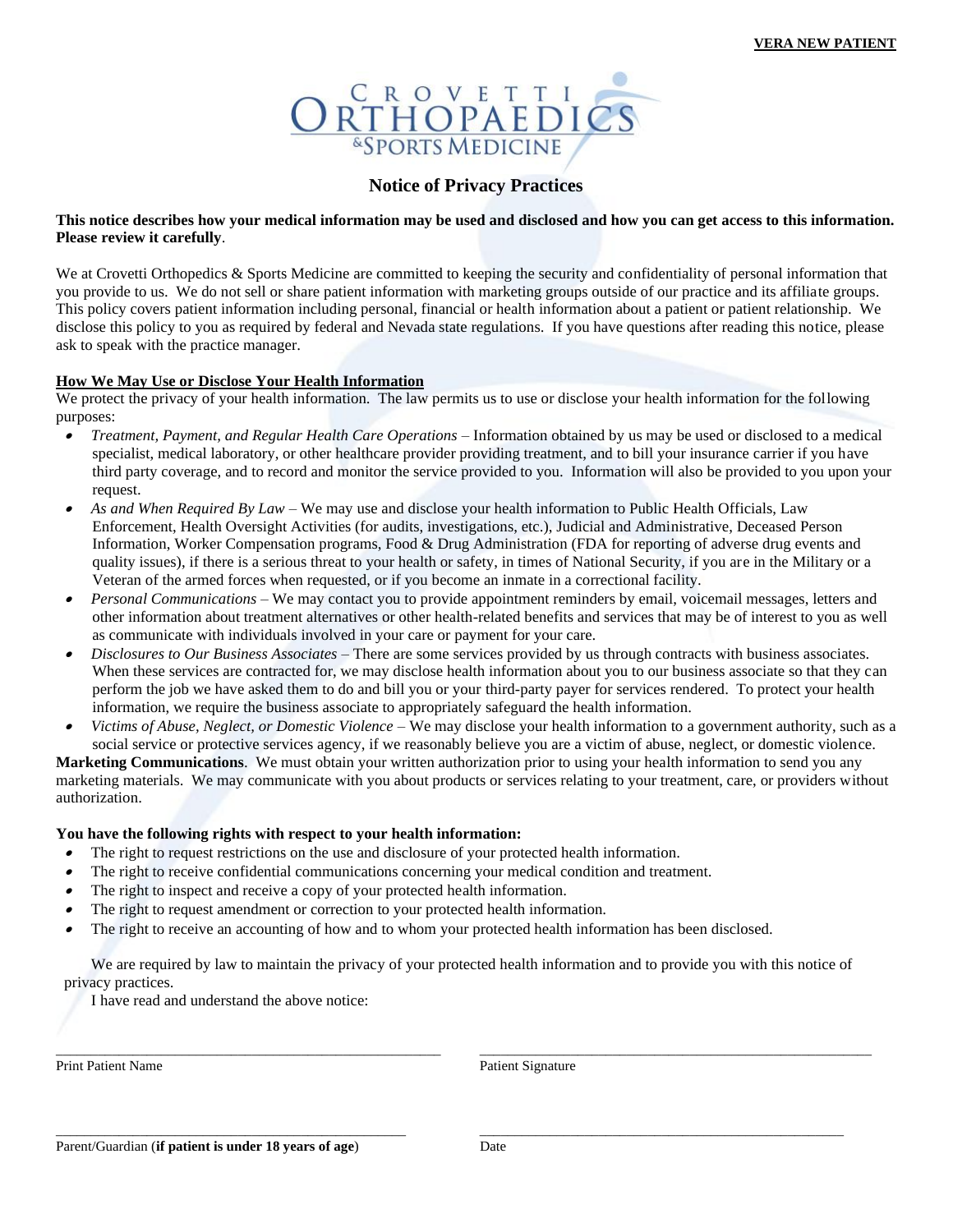**VERA NEW PATIENT**

CROVETTI ORTHOPAEDICS &SPORTS MEDICINE

## Notice of Privacy Practices

**This notice describes how your medical information may be used and disclosed and how you can get access to this information. Please review it carefully**.

We at Crovetti Orthopedics & Sports Medicine are committed to keeping the security and confidentiality of personal information that you provide to us. We do not sell or share patient information with marketing groups outside of our practice and its affiliate groups. This policy covers patient information including personal, financial or health information about a patient or patient relationship. We disclose this policy to you as required by federal and Nevada state regulations. If you have questions after reading this notice, please ask to speak with the practice manager.

**<u>How We May Use or Disclose Your Health Information</u>**

We protect the privacy of your health information. The law permits us to use or disclose your health information for the following purposes:

- *Treatment, Payment, and Regular Health Care Operations* – Information obtained by us may be used or disclosed to a medical specialist, medical laboratory, or other healthcare provider providing treatment, and to bill your insurance carrier if you have third party coverage, and to record and monitor the service provided to you. Information will also be provided to you upon your request.
- *As and When Required By Law* – We may use and disclose your health information to Public Health Officials, Law Enforcement, Health Oversight Activities (for audits, investigations, etc.), Judicial and Administrative, Deceased Person Information, Worker Compensation programs, Food & Drug Administration (FDA for reporting of adverse drug events and quality issues), if there is a serious threat to your health or safety, in times of National Security, if you are in the Military or a Veteran of the armed forces when requested, or if you become an inmate in a correctional facility.
- *Personal Communications* – We may contact you to provide appointment reminders by email, voicemail messages, letters and other information about treatment alternatives or other health-related benefits and services that may be of interest to you as well as communicate with individuals involved in your care or payment for your care.
- *Disclosures to Our Business Associates* – There are some services provided by us through contracts with business associates. When these services are contracted for, we may disclose health information about you to our business associate so that they can perform the job we have asked them to do and bill you or your third-party payer for services rendered. To protect your health information, we require the business associate to appropriately safeguard the health information.
- *Victims of Abuse, Neglect, or Domestic Violence* – We may disclose your health information to a government authority, such as a social service or protective services agency, if we reasonably believe you are a victim of abuse, neglect, or domestic violence.

**Marketing Communications**. We must obtain your written authorization prior to using your health information to send you any marketing materials. We may communicate with you about products or services relating to your treatment, care, or providers without authorization.

**You have the following rights with respect to your health information:**

- The right to request restrictions on the use and disclosure of your protected health information.
- The right to receive confidential communications concerning your medical condition and treatment.
- The right to inspect and receive a copy of your protected health information.
- The right to request amendment or correction to your protected health information.
- The right to receive an accounting of how and to whom your protected health information has been disclosed.

We are required by law to maintain the privacy of your protected health information and to provide you with this notice of privacy practices.

I have read and understand the above notice:

\_\_\_\_\_\_\_\_\_\_\_\_\_\_\_\_\_\_\_\_\_\_\_\_\_\_\_\_\_\_\_\_\_\_\_\_\_\_\_\_
Print Patient Name

\_\_\_\_\_\_\_\_\_\_\_\_\_\_\_\_\_\_\_\_\_\_\_\_\_\_\_\_\_\_\_\_\_\_\_\_\_\_\_\_
Patient Signature

\_\_\_\_\_\_\_\_\_\_\_\_\_\_\_\_\_\_\_\_\_\_\_\_\_\_\_\_\_\_\_\_\_\_\_\_\_\_\_\_
Parent/Guardian (**if patient is under 18 years of age**)

\_\_\_\_\_\_\_\_\_\_\_\_\_\_\_\_\_\_\_\_\_\_\_\_\_\_\_\_\_\_\_\_\_\_\_\_\_\_\_\_
Date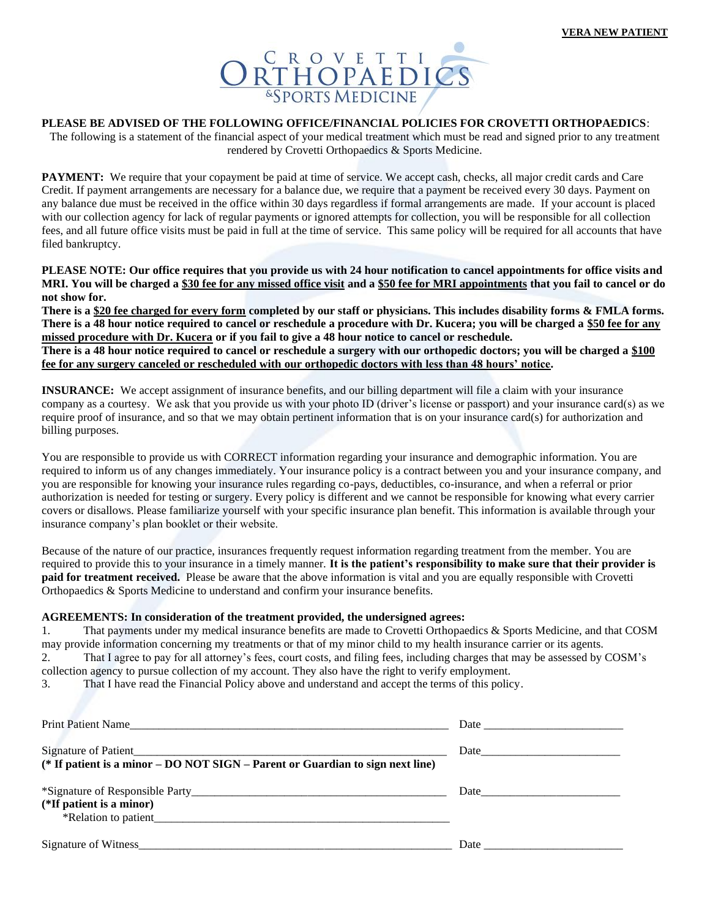**VERA NEW PATIENT**

CROVETTI ORTHOPAEDICS & SPORTS MEDICINE

**PLEASE BE ADVISED OF THE FOLLOWING OFFICE/FINANCIAL POLICIES FOR CROVETTI ORTHOPAEDICS**:

The following is a statement of the financial aspect of your medical treatment which must be read and signed prior to any treatment rendered by Crovetti Orthopaedics & Sports Medicine.

**PAYMENT:** We require that your copayment be paid at time of service. We accept cash, checks, all major credit cards and Care Credit. If payment arrangements are necessary for a balance due, we require that a payment be received every 30 days. Payment on any balance due must be received in the office within 30 days regardless if formal arrangements are made. If your account is placed with our collection agency for lack of regular payments or ignored attempts for collection, you will be responsible for all collection fees, and all future office visits must be paid in full at the time of service. This same policy will be required for all accounts that have filed bankruptcy.

**PLEASE NOTE: Our office requires that you provide us with 24 hour notification to cancel appointments for office visits and MRI. You will be charged a <u>$30 fee for any missed office visit</u> and a <u>$50 fee for MRI appointments</u> that you fail to cancel or do not show for.**

**There is a <u>$20 fee charged for every form</u> completed by our staff or physicians. This includes disability forms & FMLA forms.**

**There is a 48 hour notice required to cancel or reschedule a procedure with Dr. Kucera; you will be charged a <u>$50 fee for any missed procedure with Dr. Kucera</u> or if you fail to give a 48 hour notice to cancel or reschedule.**

**There is a 48 hour notice required to cancel or reschedule a surgery with our orthopedic doctors; you will be charged a <u>$100 fee for any surgery canceled or rescheduled with our orthopedic doctors with less than 48 hours' notice</u>.**

**INSURANCE:** We accept assignment of insurance benefits, and our billing department will file a claim with your insurance company as a courtesy. We ask that you provide us with your photo ID (driver's license or passport) and your insurance card(s) as we require proof of insurance, and so that we may obtain pertinent information that is on your insurance card(s) for authorization and billing purposes.

You are responsible to provide us with CORRECT information regarding your insurance and demographic information. You are required to inform us of any changes immediately. Your insurance policy is a contract between you and your insurance company, and you are responsible for knowing your insurance rules regarding co-pays, deductibles, co-insurance, and when a referral or prior authorization is needed for testing or surgery. Every policy is different and we cannot be responsible for knowing what every carrier covers or disallows. Please familiarize yourself with your specific insurance plan benefit. This information is available through your insurance company's plan booklet or their website.

Because of the nature of our practice, insurances frequently request information regarding treatment from the member. You are required to provide this to your insurance in a timely manner. **It is the patient's responsibility to make sure that their provider is paid for treatment received.** Please be aware that the above information is vital and you are equally responsible with Crovetti Orthopaedics & Sports Medicine to understand and confirm your insurance benefits.

**AGREEMENTS: In consideration of the treatment provided, the undersigned agrees:**

1. That payments under my medical insurance benefits are made to Crovetti Orthopaedics & Sports Medicine, and that COSM may provide information concerning my treatments or that of my minor child to my health insurance carrier or its agents.
2. That I agree to pay for all attorney's fees, court costs, and filing fees, including charges that may be assessed by COSM's collection agency to pursue collection of my account. They also have the right to verify employment.
3. That I have read the Financial Policy above and understand and accept the terms of this policy.

Print Patient Name________________________________________ Date ____________________

Signature of Patient________________________________________ Date____________________

**(\* If patient is a minor – DO NOT SIGN – Parent or Guardian to sign next line)**

*Signature of Responsible Party_________________________________ Date____________________

**(\*If patient is a minor)**

*Relation to patient________________________________________

Signature of Witness________________________________________ Date ____________________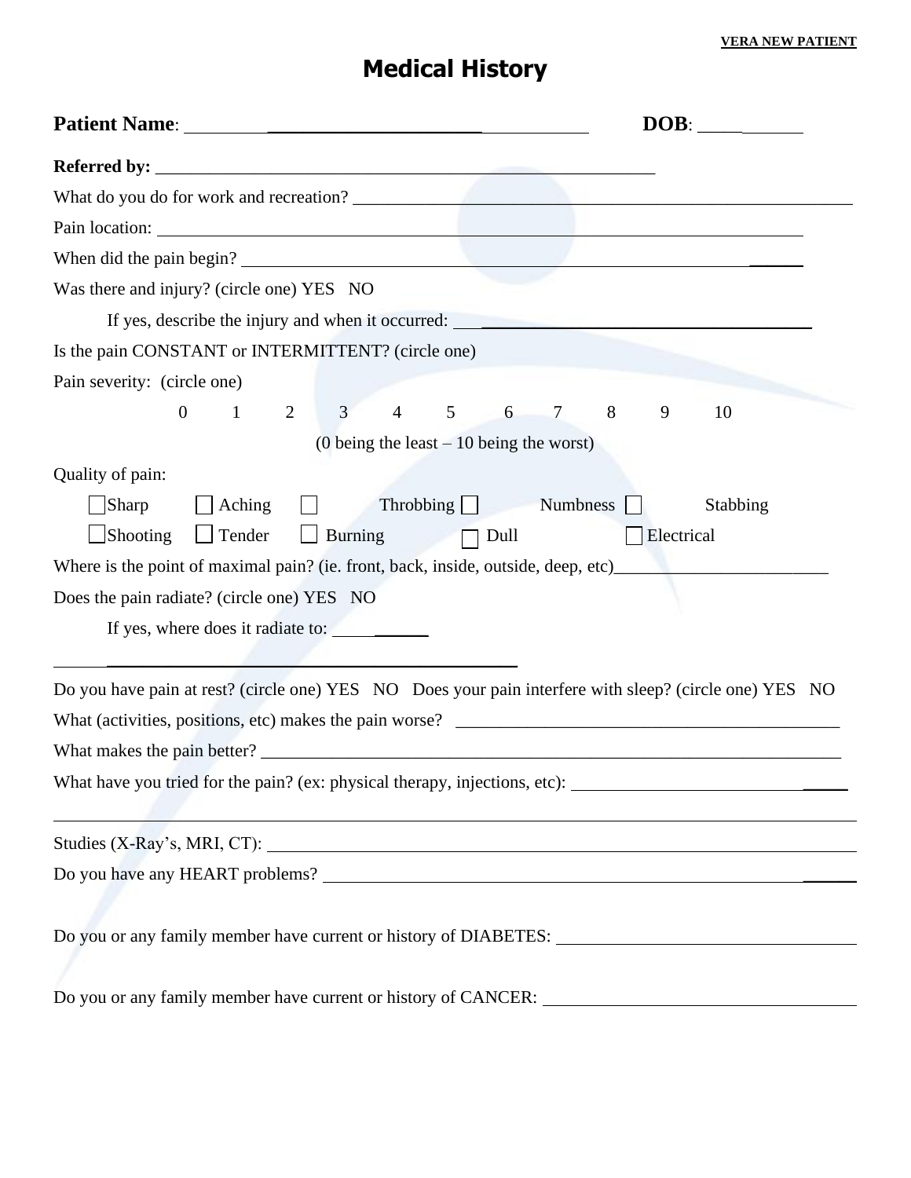VERA NEW PATIENT

# Medical History

**Patient Name**: ________________________________ **DOB**: ___________

**Referred by:** ___________________________________________________________

What do you do for work and recreation? ____________________________________________________

Pain location: ____________________________________________________________________

When did the pain begin? ____________________________________________________________

Was there and injury? (circle one) YES NO

If yes, describe the injury and when it occurred: ______________________________________

Is the pain CONSTANT or INTERMITTENT? (circle one)

Pain severity: (circle one)

0 1 2 3 4 5 6 7 8 9 10

(0 being the least – 10 being the worst)

Quality of pain:

☐ Sharp ☐ Aching ☐ Throbbing ☐ Numbness ☐ Stabbing

☐ Shooting ☐ Tender ☐ Burning ☐ Dull ☐ Electrical

Where is the point of maximal pain? (ie. front, back, inside, outside, deep, etc)________________________

Does the pain radiate? (circle one) YES NO

If yes, where does it radiate to: __________

______________________________________________________

Do you have pain at rest? (circle one) YES NO Does your pain interfere with sleep? (circle one) YES NO

What (activities, positions, etc) makes the pain worse? ____________________________________________

What makes the pain better? _________________________________________________________________

What have you tried for the pain? (ex: physical therapy, injections, etc): ______________________________

__________________________________________________________________________________________

Studies (X-Ray's, MRI, CT): ________________________________________________________________

Do you have any HEART problems? ___________________________________________________________

Do you or any family member have current or history of DIABETES: ______________________________

Do you or any family member have current or history of CANCER: ________________________________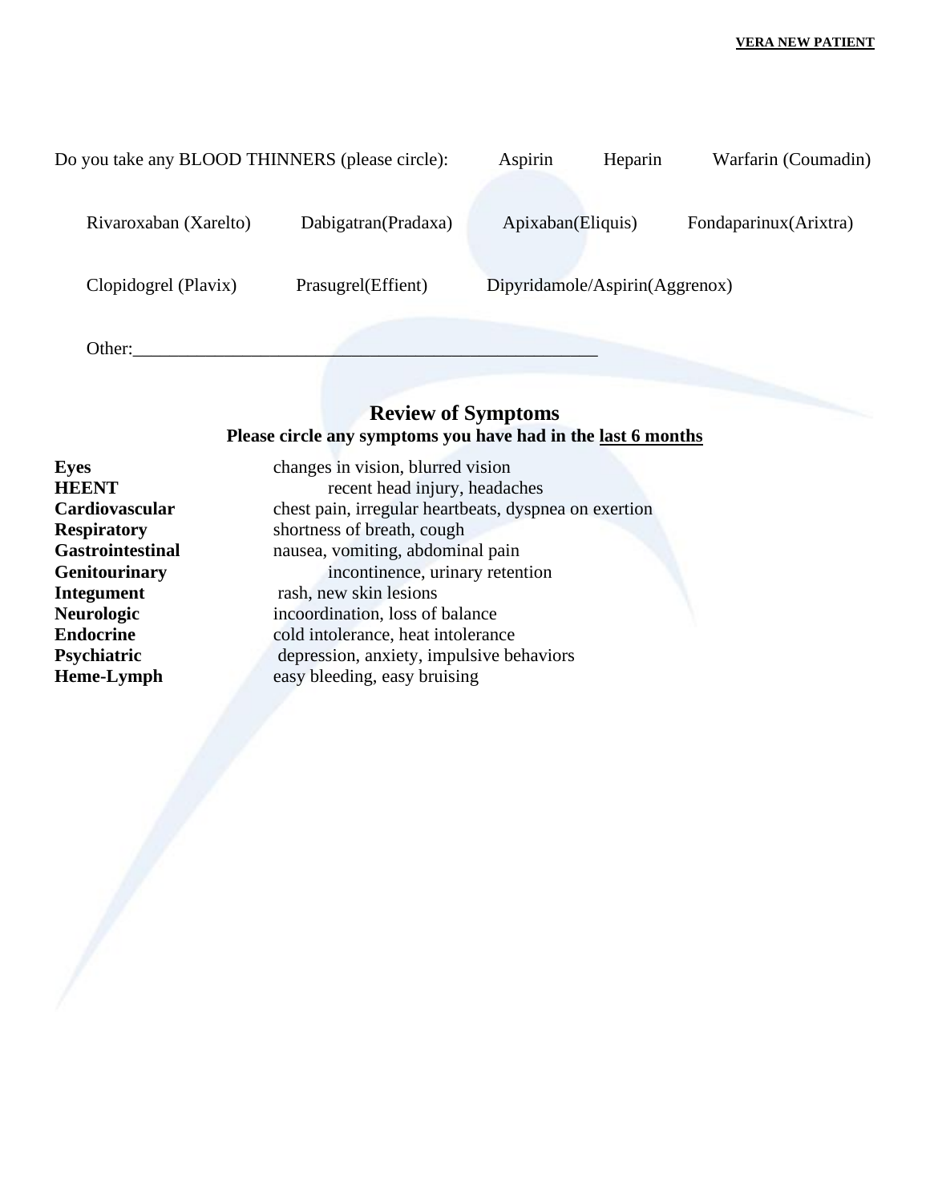Do you take any BLOOD THINNERS (please circle): Aspirin Heparin Warfarin (Coumadin)

Rivaroxaban (Xarelto) Dabigatran(Pradaxa) Apixaban(Eliquis) Fondaparinux(Arixtra)

Clopidogrel (Plavix) Prasugrel(Effient) Dipyridamole/Aspirin(Aggrenox)

Other:_____________________________________________________

## Review of Symptoms

**Please circle any symptoms you have had in the last 6 months**

**Eyes** changes in vision, blurred vision
**HEENT** recent head injury, headaches
**Cardiovascular** chest pain, irregular heartbeats, dyspnea on exertion
**Respiratory** shortness of breath, cough
**Gastrointestinal** nausea, vomiting, abdominal pain
**Genitourinary** incontinence, urinary retention
**Integument** rash, new skin lesions
**Neurologic** incoordination, loss of balance
**Endocrine** cold intolerance, heat intolerance
**Psychiatric** depression, anxiety, impulsive behaviors
**Heme-Lymph** easy bleeding, easy bruising